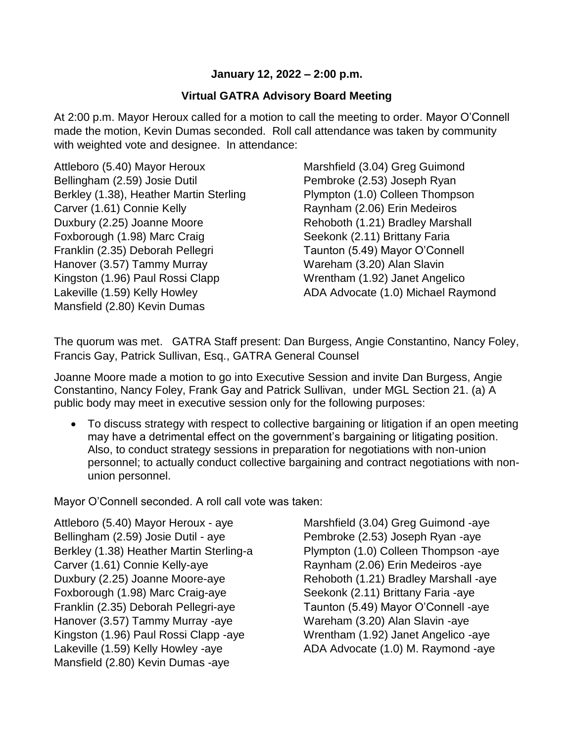**January 12, 2022 – 2:00 p.m.**

**Virtual GATRA Advisory Board Meeting**

At 2:00 p.m. Mayor Heroux called for a motion to call the meeting to order. Mayor O'Connell made the motion, Kevin Dumas seconded. Roll call attendance was taken by community with weighted vote and designee. In attendance:

Attleboro (5.40) Mayor Heroux
Bellingham (2.59) Josie Dutil
Berkley (1.38), Heather Martin Sterling
Carver (1.61) Connie Kelly
Duxbury (2.25) Joanne Moore
Foxborough (1.98) Marc Craig
Franklin (2.35) Deborah Pellegri
Hanover (3.57) Tammy Murray
Kingston (1.96) Paul Rossi Clapp
Lakeville (1.59) Kelly Howley
Mansfield (2.80) Kevin Dumas
Marshfield (3.04) Greg Guimond
Pembroke (2.53) Joseph Ryan
Plympton (1.0) Colleen Thompson
Raynham (2.06) Erin Medeiros
Rehoboth (1.21) Bradley Marshall
Seekonk (2.11) Brittany Faria
Taunton (5.49) Mayor O'Connell
Wareham (3.20) Alan Slavin
Wrentham (1.92) Janet Angelico
ADA Advocate (1.0) Michael Raymond

The quorum was met. GATRA Staff present: Dan Burgess, Angie Constantino, Nancy Foley, Francis Gay, Patrick Sullivan, Esq., GATRA General Counsel

Joanne Moore made a motion to go into Executive Session and invite Dan Burgess, Angie Constantino, Nancy Foley, Frank Gay and Patrick Sullivan, under MGL Section 21. (a) A public body may meet in executive session only for the following purposes:

- To discuss strategy with respect to collective bargaining or litigation if an open meeting may have a detrimental effect on the government's bargaining or litigating position. Also, to conduct strategy sessions in preparation for negotiations with non-union personnel; to actually conduct collective bargaining and contract negotiations with non-union personnel.

Mayor O'Connell seconded. A roll call vote was taken:

Attleboro (5.40) Mayor Heroux - aye
Bellingham (2.59) Josie Dutil - aye
Berkley (1.38) Heather Martin Sterling-a
Carver (1.61) Connie Kelly-aye
Duxbury (2.25) Joanne Moore-aye
Foxborough (1.98) Marc Craig-aye
Franklin (2.35) Deborah Pellegri-aye
Hanover (3.57) Tammy Murray -aye
Kingston (1.96) Paul Rossi Clapp -aye
Lakeville (1.59) Kelly Howley -aye
Mansfield (2.80) Kevin Dumas -aye
Marshfield (3.04) Greg Guimond -aye
Pembroke (2.53) Joseph Ryan -aye
Plympton (1.0) Colleen Thompson -aye
Raynham (2.06) Erin Medeiros -aye
Rehoboth (1.21) Bradley Marshall -aye
Seekonk (2.11) Brittany Faria -aye
Taunton (5.49) Mayor O'Connell -aye
Wareham (3.20) Alan Slavin -aye
Wrentham (1.92) Janet Angelico -aye
ADA Advocate (1.0) M. Raymond -aye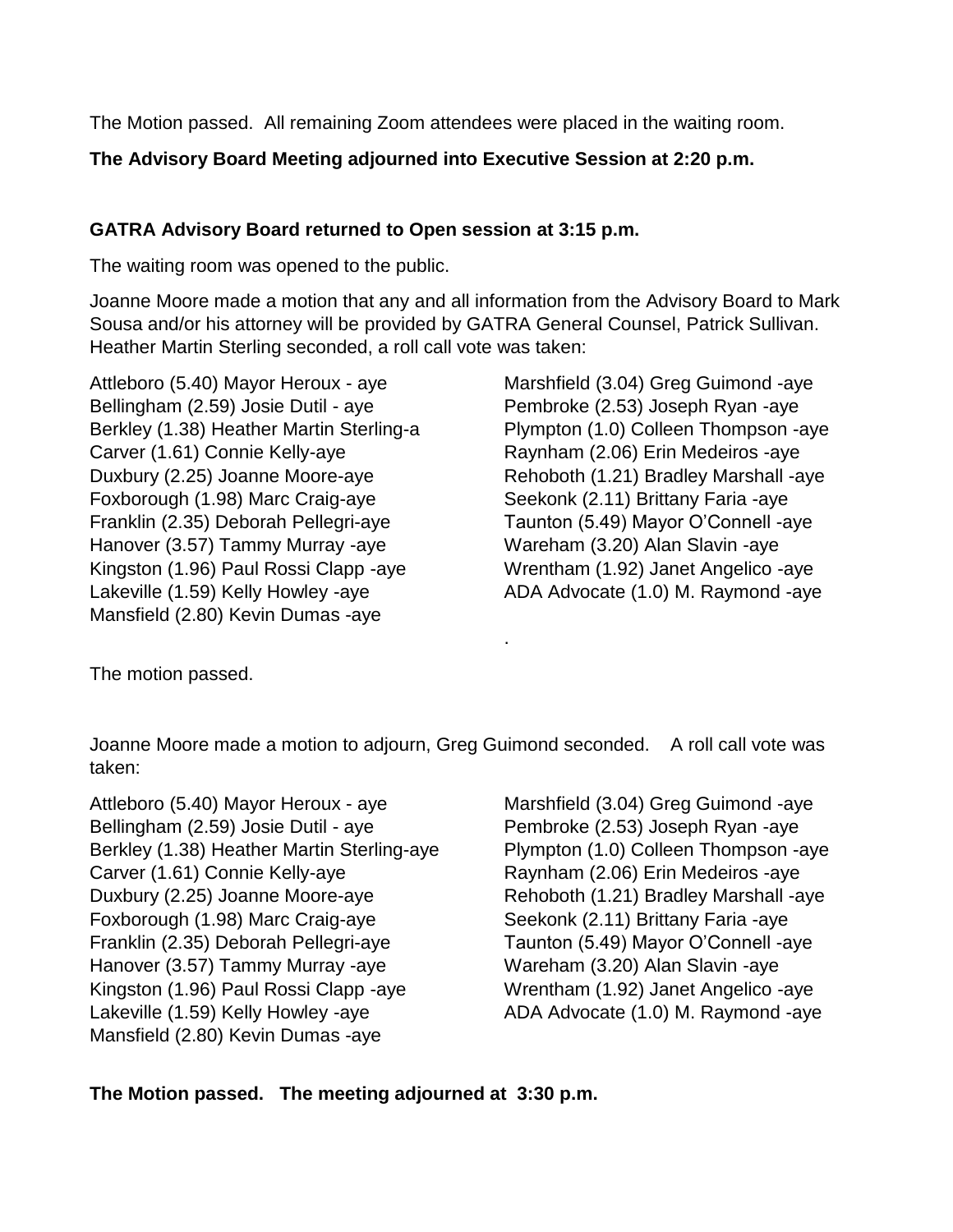The Motion passed. All remaining Zoom attendees were placed in the waiting room.

**The Advisory Board Meeting adjourned into Executive Session at 2:20 p.m.**

**GATRA Advisory Board returned to Open session at 3:15 p.m.**

The waiting room was opened to the public.

Joanne Moore made a motion that any and all information from the Advisory Board to Mark Sousa and/or his attorney will be provided by GATRA General Counsel, Patrick Sullivan. Heather Martin Sterling seconded, a roll call vote was taken:

Attleboro (5.40) Mayor Heroux - aye
Bellingham (2.59) Josie Dutil - aye
Berkley (1.38) Heather Martin Sterling-a
Carver (1.61) Connie Kelly-aye
Duxbury (2.25) Joanne Moore-aye
Foxborough (1.98) Marc Craig-aye
Franklin (2.35) Deborah Pellegri-aye
Hanover (3.57) Tammy Murray -aye
Kingston (1.96) Paul Rossi Clapp -aye
Lakeville (1.59) Kelly Howley -aye
Mansfield (2.80) Kevin Dumas -aye
Marshfield (3.04) Greg Guimond -aye
Pembroke (2.53) Joseph Ryan -aye
Plympton (1.0) Colleen Thompson -aye
Raynham (2.06) Erin Medeiros -aye
Rehoboth (1.21) Bradley Marshall -aye
Seekonk (2.11) Brittany Faria -aye
Taunton (5.49) Mayor O'Connell -aye
Wareham (3.20) Alan Slavin -aye
Wrentham (1.92) Janet Angelico -aye
ADA Advocate (1.0) M. Raymond -aye

The motion passed.

Joanne Moore made a motion to adjourn, Greg Guimond seconded. A roll call vote was taken:

Attleboro (5.40) Mayor Heroux - aye
Bellingham (2.59) Josie Dutil - aye
Berkley (1.38) Heather Martin Sterling-aye
Carver (1.61) Connie Kelly-aye
Duxbury (2.25) Joanne Moore-aye
Foxborough (1.98) Marc Craig-aye
Franklin (2.35) Deborah Pellegri-aye
Hanover (3.57) Tammy Murray -aye
Kingston (1.96) Paul Rossi Clapp -aye
Lakeville (1.59) Kelly Howley -aye
Mansfield (2.80) Kevin Dumas -aye
Marshfield (3.04) Greg Guimond -aye
Pembroke (2.53) Joseph Ryan -aye
Plympton (1.0) Colleen Thompson -aye
Raynham (2.06) Erin Medeiros -aye
Rehoboth (1.21) Bradley Marshall -aye
Seekonk (2.11) Brittany Faria -aye
Taunton (5.49) Mayor O'Connell -aye
Wareham (3.20) Alan Slavin -aye
Wrentham (1.92) Janet Angelico -aye
ADA Advocate (1.0) M. Raymond -aye

**The Motion passed. The meeting adjourned at 3:30 p.m.**